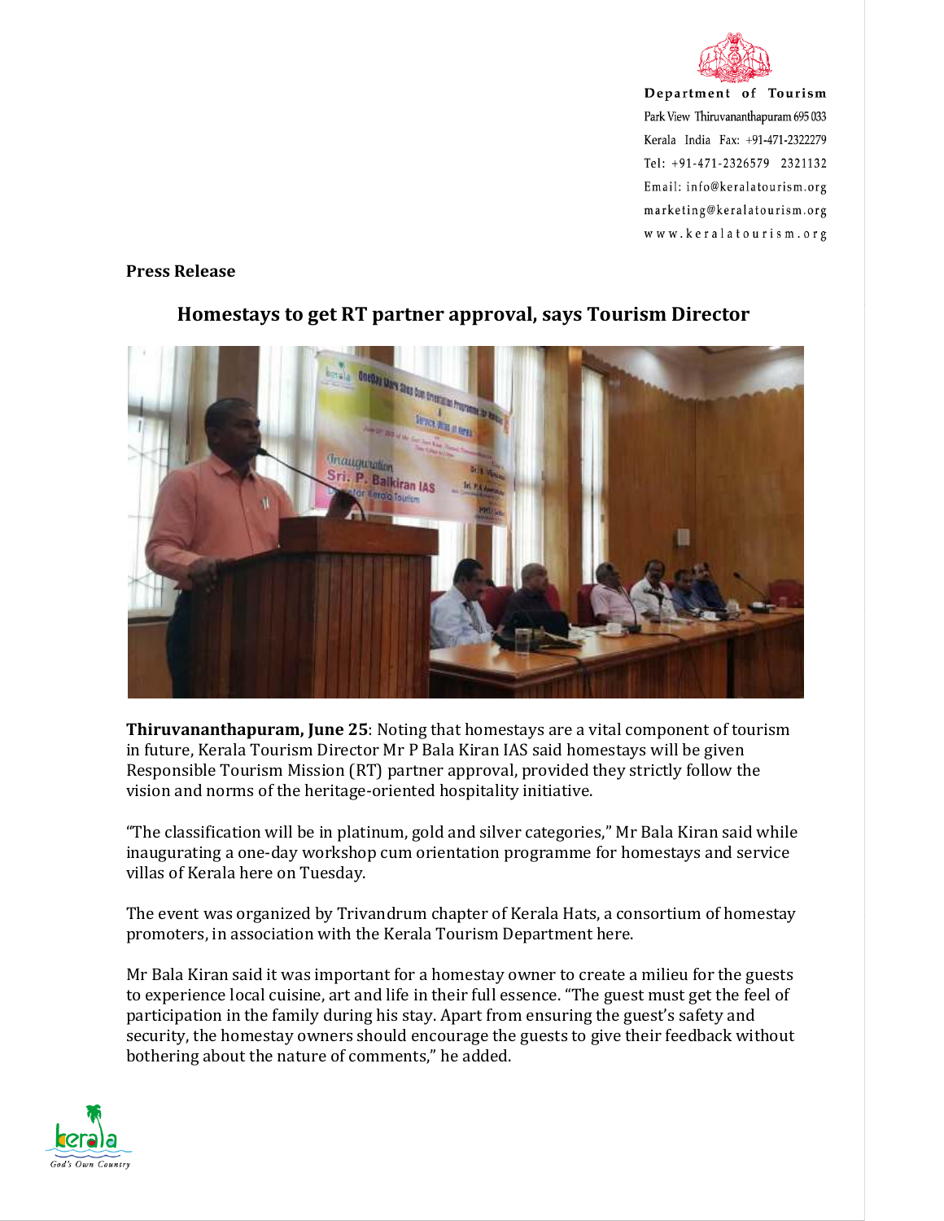Department of Tourism
Park View Thiruvananthapuram 695 033
Kerala India Fax: +91-471-2322279
Tel: +91-471-2326579 2321132
Email: info@keralatourism.org
marketing@keralatourism.org
www.keralatourism.org

**Press Release**

## Homestays to get RT partner approval, says Tourism Director

**Thiruvananthapuram, June 25**: Noting that homestays are a vital component of tourism in future, Kerala Tourism Director Mr P Bala Kiran IAS said homestays will be given Responsible Tourism Mission (RT) partner approval, provided they strictly follow the vision and norms of the heritage-oriented hospitality initiative.

"The classification will be in platinum, gold and silver categories," Mr Bala Kiran said while inaugurating a one-day workshop cum orientation programme for homestays and service villas of Kerala here on Tuesday.

The event was organized by Trivandrum chapter of Kerala Hats, a consortium of homestay promoters, in association with the Kerala Tourism Department here.

Mr Bala Kiran said it was important for a homestay owner to create a milieu for the guests to experience local cuisine, art and life in their full essence. "The guest must get the feel of participation in the family during his stay. Apart from ensuring the guest's safety and security, the homestay owners should encourage the guests to give their feedback without bothering about the nature of comments," he added.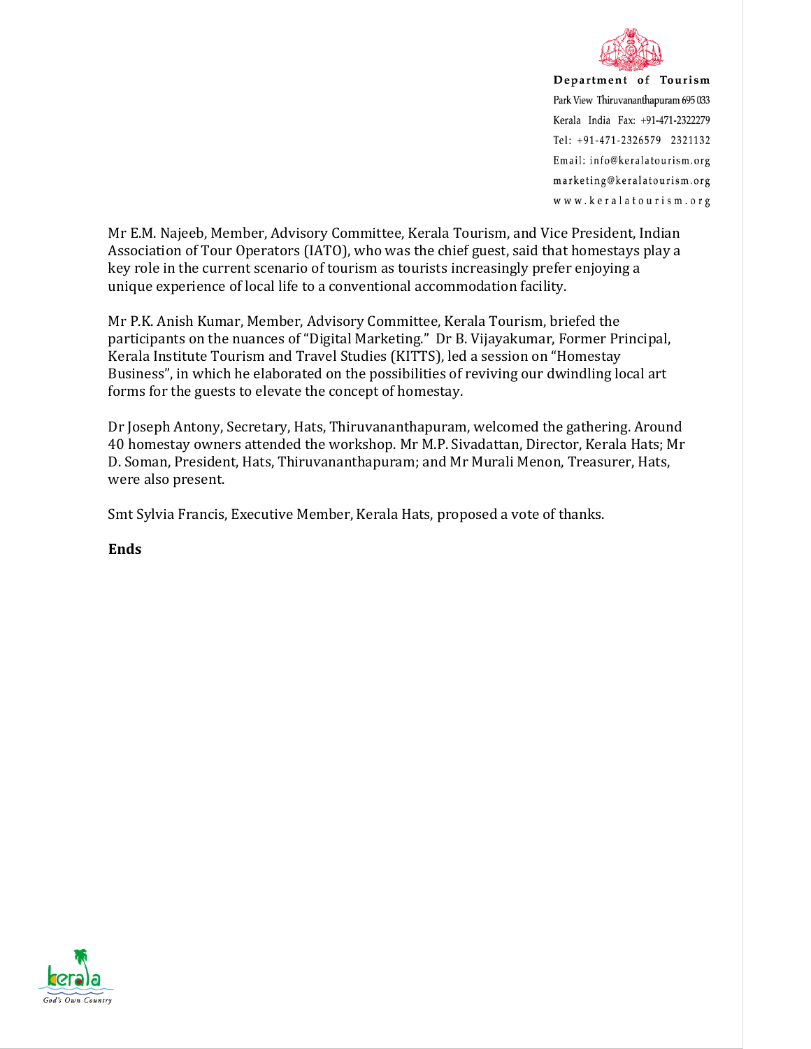Department of Tourism
Park View Thiruvananthapuram 695 033
Kerala India Fax: +91-471-2322279
Tel: +91-471-2326579 2321132
Email: info@keralatourism.org
marketing@keralatourism.org
www.keralatourism.org

Mr E.M. Najeeb, Member, Advisory Committee, Kerala Tourism, and Vice President, Indian Association of Tour Operators (IATO), who was the chief guest, said that homestays play a key role in the current scenario of tourism as tourists increasingly prefer enjoying a unique experience of local life to a conventional accommodation facility.

Mr P.K. Anish Kumar, Member, Advisory Committee, Kerala Tourism, briefed the participants on the nuances of "Digital Marketing." Dr B. Vijayakumar, Former Principal, Kerala Institute Tourism and Travel Studies (KITTS), led a session on "Homestay Business", in which he elaborated on the possibilities of reviving our dwindling local art forms for the guests to elevate the concept of homestay.

Dr Joseph Antony, Secretary, Hats, Thiruvananthapuram, welcomed the gathering. Around 40 homestay owners attended the workshop. Mr M.P. Sivadattan, Director, Kerala Hats; Mr D. Soman, President, Hats, Thiruvananthapuram; and Mr Murali Menon, Treasurer, Hats, were also present.

Smt Sylvia Francis, Executive Member, Kerala Hats, proposed a vote of thanks.

**Ends**

kerala
God's Own Country